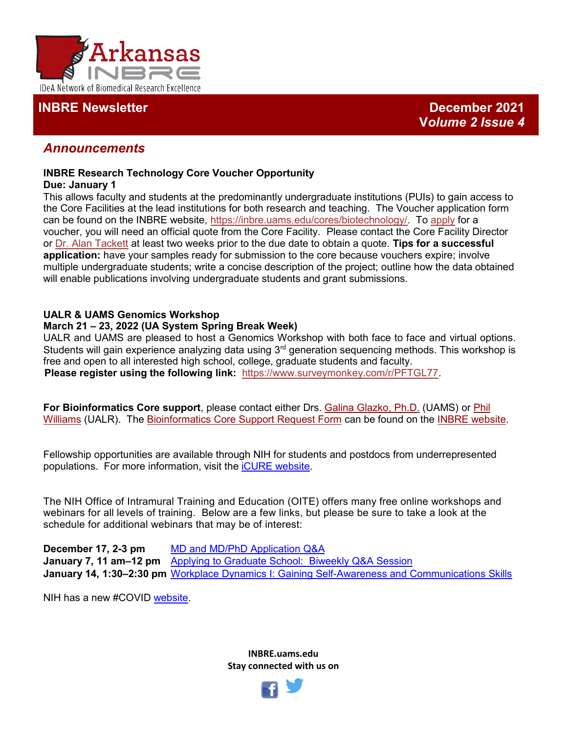Arkansas INBRE

IDeA Network of Biomedical Research Excellence

## INBRE Newsletter

**December 2021**
***Volume 2 Issue 4***

## *Announcements*

**INBRE Research Technology Core Voucher Opportunity**
**Due: January 1**
This allows faculty and students at the predominantly undergraduate institutions (PUIs) to gain access to the Core Facilities at the lead institutions for both research and teaching. The Voucher application form can be found on the INBRE website, https://inbre.uams.edu/cores/biotechnology/. To apply for a voucher, you will need an official quote from the Core Facility. Please contact the Core Facility Director or Dr. Alan Tackett at least two weeks prior to the due date to obtain a quote. **Tips for a successful application:** have your samples ready for submission to the core because vouchers expire; involve multiple undergraduate students; write a concise description of the project; outline how the data obtained will enable publications involving undergraduate students and grant submissions.

**UALR & UAMS Genomics Workshop**
**March 21 – 23, 2022 (UA System Spring Break Week)**
UALR and UAMS are pleased to host a Genomics Workshop with both face to face and virtual options. Students will gain experience analyzing data using 3rd generation sequencing methods. This workshop is free and open to all interested high school, college, graduate students and faculty.
**Please register using the following link:** https://www.surveymonkey.com/r/PFTGL77.

**For Bioinformatics Core support**, please contact either Drs. Galina Glazko, Ph.D. (UAMS) or Phil Williams (UALR). The Bioinformatics Core Support Request Form can be found on the INBRE website.

Fellowship opportunities are available through NIH for students and postdocs from underrepresented populations. For more information, visit the iCURE website.

The NIH Office of Intramural Training and Education (OITE) offers many free online workshops and webinars for all levels of training. Below are a few links, but please be sure to take a look at the schedule for additional webinars that may be of interest:

**December 17, 2-3 pm** MD and MD/PhD Application Q&A
**January 7, 11 am–12 pm** Applying to Graduate School: Biweekly Q&A Session
**January 14, 1:30–2:30 pm** Workplace Dynamics I: Gaining Self-Awareness and Communications Skills

NIH has a new #COVID website.

**INBRE.uams.edu**
**Stay connected with us on**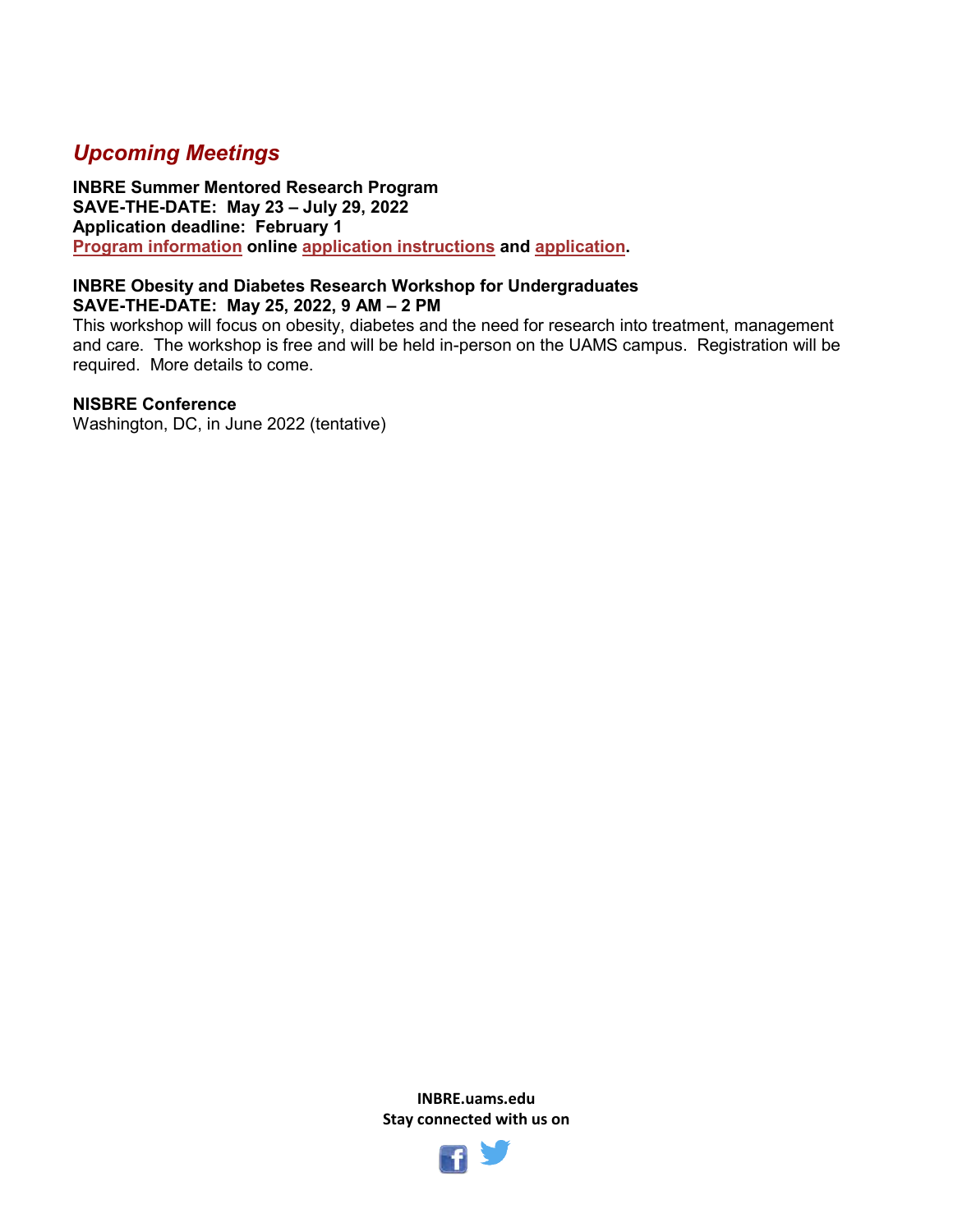## *Upcoming Meetings*

**INBRE Summer Mentored Research Program**
**SAVE-THE-DATE: May 23 – July 29, 2022**
**Application deadline: February 1**
**Program information online application instructions and application.**

**INBRE Obesity and Diabetes Research Workshop for Undergraduates**
**SAVE-THE-DATE: May 25, 2022, 9 AM – 2 PM**
This workshop will focus on obesity, diabetes and the need for research into treatment, management and care. The workshop is free and will be held in-person on the UAMS campus. Registration will be required. More details to come.

**NISBRE Conference**
Washington, DC, in June 2022 (tentative)

**INBRE.uams.edu**
**Stay connected with us on**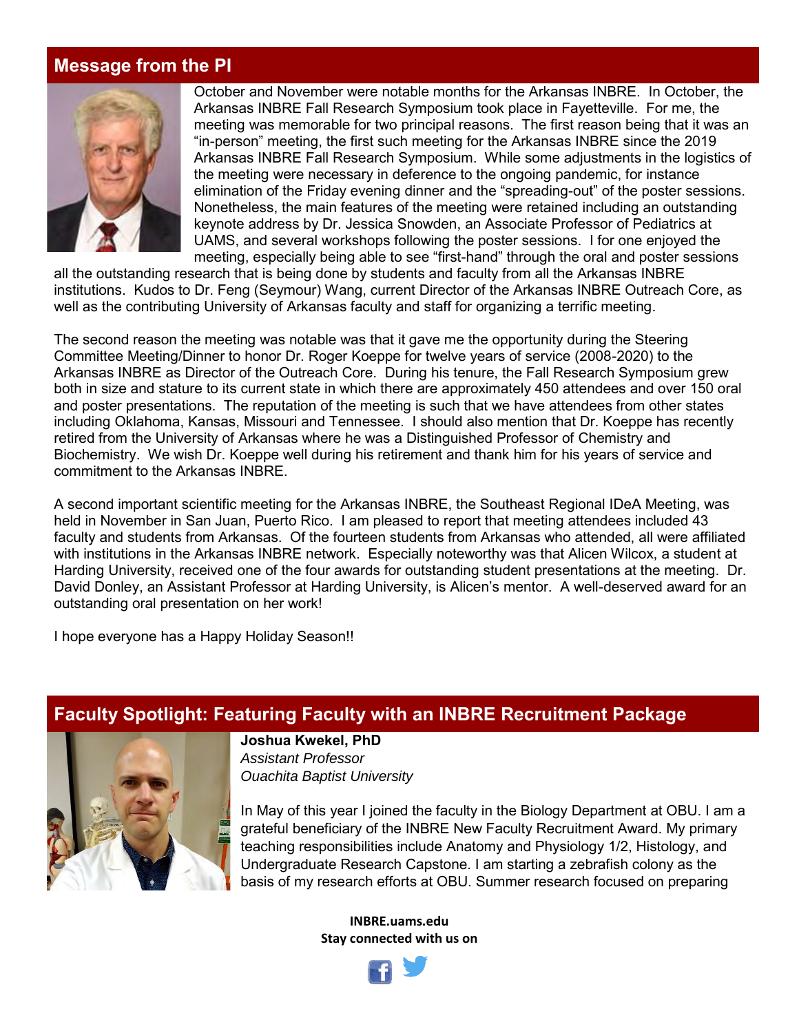## Message from the PI

October and November were notable months for the Arkansas INBRE. In October, the Arkansas INBRE Fall Research Symposium took place in Fayetteville. For me, the meeting was memorable for two principal reasons. The first reason being that it was an "in-person" meeting, the first such meeting for the Arkansas INBRE since the 2019 Arkansas INBRE Fall Research Symposium. While some adjustments in the logistics of the meeting were necessary in deference to the ongoing pandemic, for instance elimination of the Friday evening dinner and the "spreading-out" of the poster sessions. Nonetheless, the main features of the meeting were retained including an outstanding keynote address by Dr. Jessica Snowden, an Associate Professor of Pediatrics at UAMS, and several workshops following the poster sessions. I for one enjoyed the meeting, especially being able to see "first-hand" through the oral and poster sessions all the outstanding research that is being done by students and faculty from all the Arkansas INBRE institutions. Kudos to Dr. Feng (Seymour) Wang, current Director of the Arkansas INBRE Outreach Core, as well as the contributing University of Arkansas faculty and staff for organizing a terrific meeting.

The second reason the meeting was notable was that it gave me the opportunity during the Steering Committee Meeting/Dinner to honor Dr. Roger Koeppe for twelve years of service (2008-2020) to the Arkansas INBRE as Director of the Outreach Core. During his tenure, the Fall Research Symposium grew both in size and stature to its current state in which there are approximately 450 attendees and over 150 oral and poster presentations. The reputation of the meeting is such that we have attendees from other states including Oklahoma, Kansas, Missouri and Tennessee. I should also mention that Dr. Koeppe has recently retired from the University of Arkansas where he was a Distinguished Professor of Chemistry and Biochemistry. We wish Dr. Koeppe well during his retirement and thank him for his years of service and commitment to the Arkansas INBRE.

A second important scientific meeting for the Arkansas INBRE, the Southeast Regional IDeA Meeting, was held in November in San Juan, Puerto Rico. I am pleased to report that meeting attendees included 43 faculty and students from Arkansas. Of the fourteen students from Arkansas who attended, all were affiliated with institutions in the Arkansas INBRE network. Especially noteworthy was that Alicen Wilcox, a student at Harding University, received one of the four awards for outstanding student presentations at the meeting. Dr. David Donley, an Assistant Professor at Harding University, is Alicen's mentor. A well-deserved award for an outstanding oral presentation on her work!

I hope everyone has a Happy Holiday Season!!

## Faculty Spotlight: Featuring Faculty with an INBRE Recruitment Package

**Joshua Kwekel, PhD**
*Assistant Professor*
*Ouachita Baptist University*

In May of this year I joined the faculty in the Biology Department at OBU. I am a grateful beneficiary of the INBRE New Faculty Recruitment Award. My primary teaching responsibilities include Anatomy and Physiology 1/2, Histology, and Undergraduate Research Capstone. I am starting a zebrafish colony as the basis of my research efforts at OBU. Summer research focused on preparing

**INBRE.uams.edu**
**Stay connected with us on**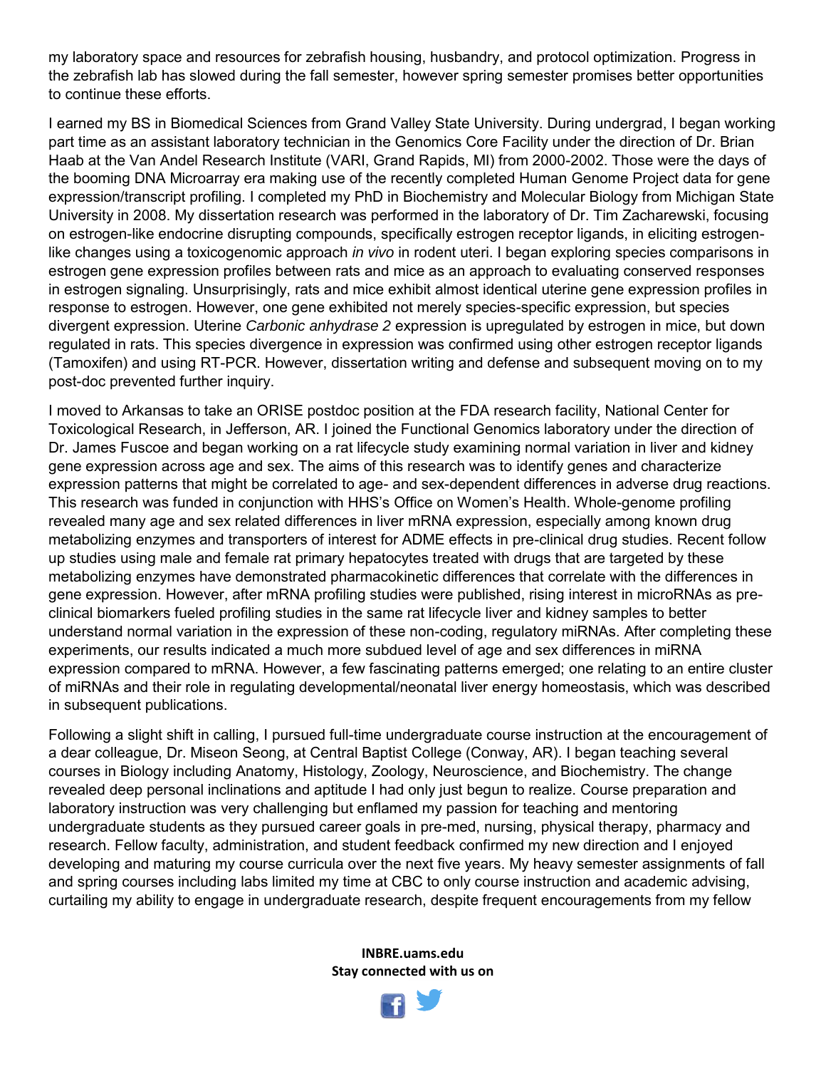my laboratory space and resources for zebrafish housing, husbandry, and protocol optimization. Progress in the zebrafish lab has slowed during the fall semester, however spring semester promises better opportunities to continue these efforts.

I earned my BS in Biomedical Sciences from Grand Valley State University. During undergrad, I began working part time as an assistant laboratory technician in the Genomics Core Facility under the direction of Dr. Brian Haab at the Van Andel Research Institute (VARI, Grand Rapids, MI) from 2000-2002. Those were the days of the booming DNA Microarray era making use of the recently completed Human Genome Project data for gene expression/transcript profiling. I completed my PhD in Biochemistry and Molecular Biology from Michigan State University in 2008. My dissertation research was performed in the laboratory of Dr. Tim Zacharewski, focusing on estrogen-like endocrine disrupting compounds, specifically estrogen receptor ligands, in eliciting estrogen-like changes using a toxicogenomic approach *in vivo* in rodent uteri. I began exploring species comparisons in estrogen gene expression profiles between rats and mice as an approach to evaluating conserved responses in estrogen signaling. Unsurprisingly, rats and mice exhibit almost identical uterine gene expression profiles in response to estrogen. However, one gene exhibited not merely species-specific expression, but species divergent expression. Uterine *Carbonic anhydrase 2* expression is upregulated by estrogen in mice, but down regulated in rats. This species divergence in expression was confirmed using other estrogen receptor ligands (Tamoxifen) and using RT-PCR. However, dissertation writing and defense and subsequent moving on to my post-doc prevented further inquiry.

I moved to Arkansas to take an ORISE postdoc position at the FDA research facility, National Center for Toxicological Research, in Jefferson, AR. I joined the Functional Genomics laboratory under the direction of Dr. James Fuscoe and began working on a rat lifecycle study examining normal variation in liver and kidney gene expression across age and sex. The aims of this research was to identify genes and characterize expression patterns that might be correlated to age- and sex-dependent differences in adverse drug reactions. This research was funded in conjunction with HHS's Office on Women's Health. Whole-genome profiling revealed many age and sex related differences in liver mRNA expression, especially among known drug metabolizing enzymes and transporters of interest for ADME effects in pre-clinical drug studies. Recent follow up studies using male and female rat primary hepatocytes treated with drugs that are targeted by these metabolizing enzymes have demonstrated pharmacokinetic differences that correlate with the differences in gene expression. However, after mRNA profiling studies were published, rising interest in microRNAs as pre-clinical biomarkers fueled profiling studies in the same rat lifecycle liver and kidney samples to better understand normal variation in the expression of these non-coding, regulatory miRNAs. After completing these experiments, our results indicated a much more subdued level of age and sex differences in miRNA expression compared to mRNA. However, a few fascinating patterns emerged; one relating to an entire cluster of miRNAs and their role in regulating developmental/neonatal liver energy homeostasis, which was described in subsequent publications.

Following a slight shift in calling, I pursued full-time undergraduate course instruction at the encouragement of a dear colleague, Dr. Miseon Seong, at Central Baptist College (Conway, AR). I began teaching several courses in Biology including Anatomy, Histology, Zoology, Neuroscience, and Biochemistry. The change revealed deep personal inclinations and aptitude I had only just begun to realize. Course preparation and laboratory instruction was very challenging but enflamed my passion for teaching and mentoring undergraduate students as they pursued career goals in pre-med, nursing, physical therapy, pharmacy and research. Fellow faculty, administration, and student feedback confirmed my new direction and I enjoyed developing and maturing my course curricula over the next five years. My heavy semester assignments of fall and spring courses including labs limited my time at CBC to only course instruction and academic advising, curtailing my ability to engage in undergraduate research, despite frequent encouragements from my fellow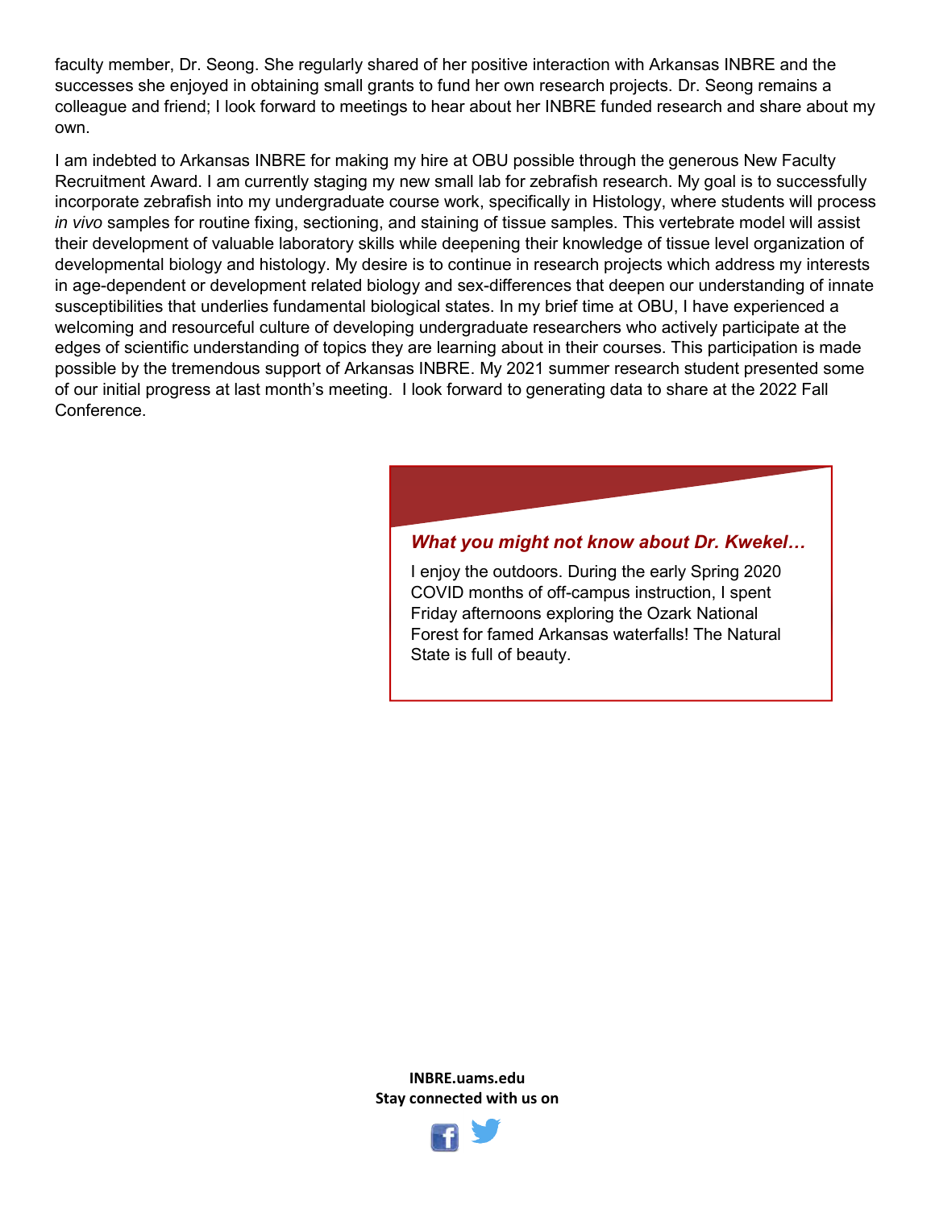faculty member, Dr. Seong. She regularly shared of her positive interaction with Arkansas INBRE and the successes she enjoyed in obtaining small grants to fund her own research projects. Dr. Seong remains a colleague and friend; I look forward to meetings to hear about her INBRE funded research and share about my own.

I am indebted to Arkansas INBRE for making my hire at OBU possible through the generous New Faculty Recruitment Award. I am currently staging my new small lab for zebrafish research. My goal is to successfully incorporate zebrafish into my undergraduate course work, specifically in Histology, where students will process *in vivo* samples for routine fixing, sectioning, and staining of tissue samples. This vertebrate model will assist their development of valuable laboratory skills while deepening their knowledge of tissue level organization of developmental biology and histology. My desire is to continue in research projects which address my interests in age-dependent or development related biology and sex-differences that deepen our understanding of innate susceptibilities that underlies fundamental biological states. In my brief time at OBU, I have experienced a welcoming and resourceful culture of developing undergraduate researchers who actively participate at the edges of scientific understanding of topics they are learning about in their courses. This participation is made possible by the tremendous support of Arkansas INBRE. My 2021 summer research student presented some of our initial progress at last month's meeting. I look forward to generating data to share at the 2022 Fall Conference.

***What you might not know about Dr. Kwekel…***

I enjoy the outdoors. During the early Spring 2020 COVID months of off-campus instruction, I spent Friday afternoons exploring the Ozark National Forest for famed Arkansas waterfalls! The Natural State is full of beauty.

**INBRE.uams.edu**
**Stay connected with us on**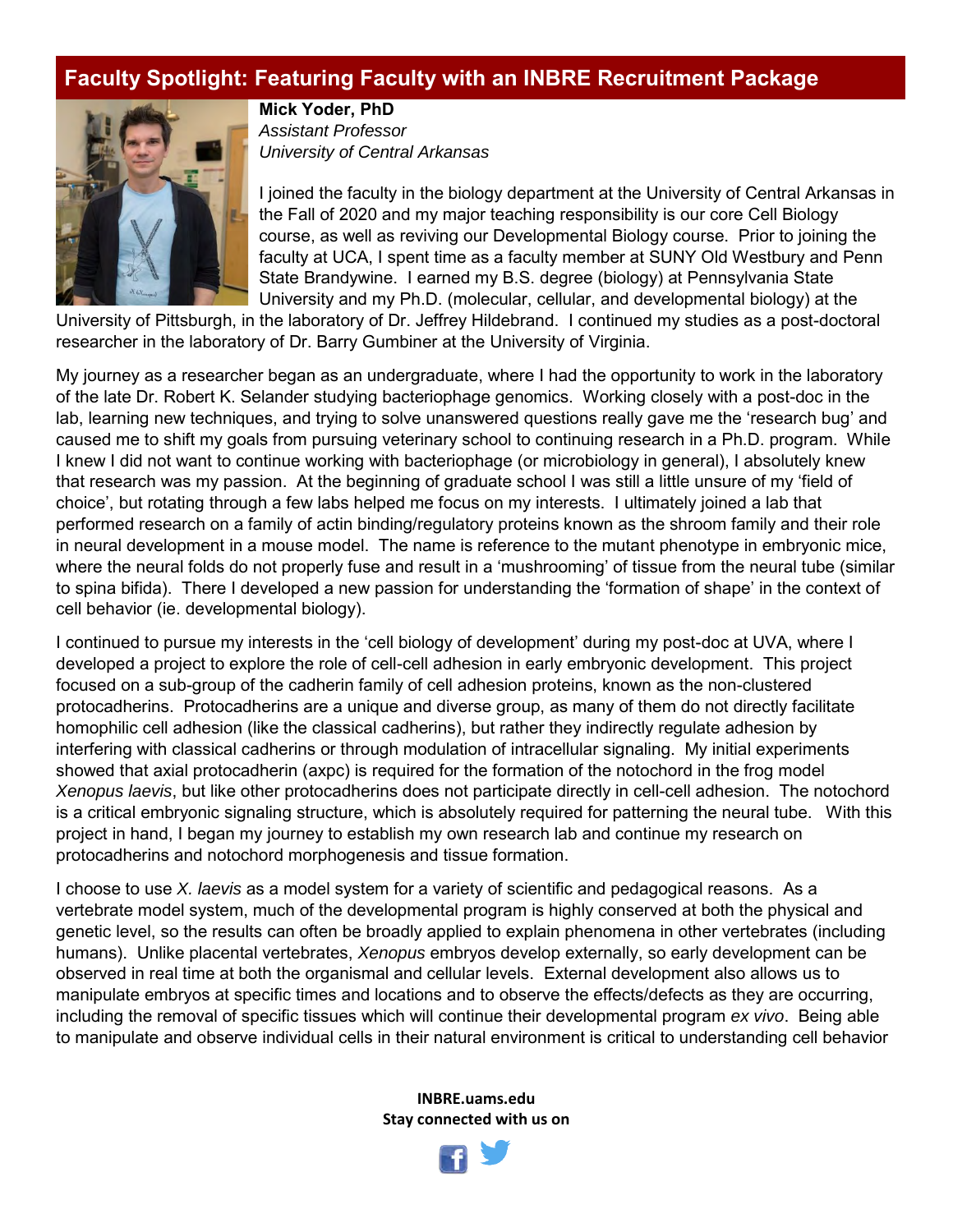## Faculty Spotlight: Featuring Faculty with an INBRE Recruitment Package

**Mick Yoder, PhD**
*Assistant Professor*
*University of Central Arkansas*

I joined the faculty in the biology department at the University of Central Arkansas in the Fall of 2020 and my major teaching responsibility is our core Cell Biology course, as well as reviving our Developmental Biology course. Prior to joining the faculty at UCA, I spent time as a faculty member at SUNY Old Westbury and Penn State Brandywine. I earned my B.S. degree (biology) at Pennsylvania State University and my Ph.D. (molecular, cellular, and developmental biology) at the University of Pittsburgh, in the laboratory of Dr. Jeffrey Hildebrand. I continued my studies as a post-doctoral researcher in the laboratory of Dr. Barry Gumbiner at the University of Virginia.

My journey as a researcher began as an undergraduate, where I had the opportunity to work in the laboratory of the late Dr. Robert K. Selander studying bacteriophage genomics. Working closely with a post-doc in the lab, learning new techniques, and trying to solve unanswered questions really gave me the 'research bug' and caused me to shift my goals from pursuing veterinary school to continuing research in a Ph.D. program. While I knew I did not want to continue working with bacteriophage (or microbiology in general), I absolutely knew that research was my passion. At the beginning of graduate school I was still a little unsure of my 'field of choice', but rotating through a few labs helped me focus on my interests. I ultimately joined a lab that performed research on a family of actin binding/regulatory proteins known as the shroom family and their role in neural development in a mouse model. The name is reference to the mutant phenotype in embryonic mice, where the neural folds do not properly fuse and result in a 'mushrooming' of tissue from the neural tube (similar to spina bifida). There I developed a new passion for understanding the 'formation of shape' in the context of cell behavior (ie. developmental biology).

I continued to pursue my interests in the 'cell biology of development' during my post-doc at UVA, where I developed a project to explore the role of cell-cell adhesion in early embryonic development. This project focused on a sub-group of the cadherin family of cell adhesion proteins, known as the non-clustered protocadherins. Protocadherins are a unique and diverse group, as many of them do not directly facilitate homophilic cell adhesion (like the classical cadherins), but rather they indirectly regulate adhesion by interfering with classical cadherins or through modulation of intracellular signaling. My initial experiments showed that axial protocadherin (axpc) is required for the formation of the notochord in the frog model *Xenopus laevis*, but like other protocadherins does not participate directly in cell-cell adhesion. The notochord is a critical embryonic signaling structure, which is absolutely required for patterning the neural tube. With this project in hand, I began my journey to establish my own research lab and continue my research on protocadherins and notochord morphogenesis and tissue formation.

I choose to use *X. laevis* as a model system for a variety of scientific and pedagogical reasons. As a vertebrate model system, much of the developmental program is highly conserved at both the physical and genetic level, so the results can often be broadly applied to explain phenomena in other vertebrates (including humans). Unlike placental vertebrates, *Xenopus* embryos develop externally, so early development can be observed in real time at both the organismal and cellular levels. External development also allows us to manipulate embryos at specific times and locations and to observe the effects/defects as they are occurring, including the removal of specific tissues which will continue their developmental program *ex vivo*. Being able to manipulate and observe individual cells in their natural environment is critical to understanding cell behavior

**INBRE.uams.edu**
**Stay connected with us on**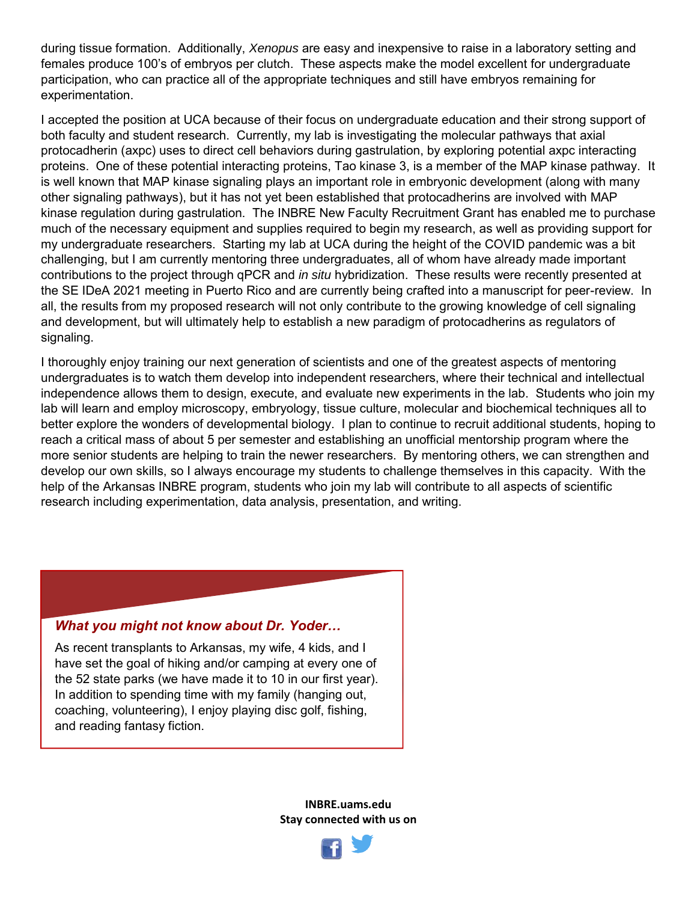during tissue formation. Additionally, *Xenopus* are easy and inexpensive to raise in a laboratory setting and females produce 100's of embryos per clutch. These aspects make the model excellent for undergraduate participation, who can practice all of the appropriate techniques and still have embryos remaining for experimentation.

I accepted the position at UCA because of their focus on undergraduate education and their strong support of both faculty and student research. Currently, my lab is investigating the molecular pathways that axial protocadherin (axpc) uses to direct cell behaviors during gastrulation, by exploring potential axpc interacting proteins. One of these potential interacting proteins, Tao kinase 3, is a member of the MAP kinase pathway. It is well known that MAP kinase signaling plays an important role in embryonic development (along with many other signaling pathways), but it has not yet been established that protocadherins are involved with MAP kinase regulation during gastrulation. The INBRE New Faculty Recruitment Grant has enabled me to purchase much of the necessary equipment and supplies required to begin my research, as well as providing support for my undergraduate researchers. Starting my lab at UCA during the height of the COVID pandemic was a bit challenging, but I am currently mentoring three undergraduates, all of whom have already made important contributions to the project through qPCR and *in situ* hybridization. These results were recently presented at the SE IDeA 2021 meeting in Puerto Rico and are currently being crafted into a manuscript for peer-review. In all, the results from my proposed research will not only contribute to the growing knowledge of cell signaling and development, but will ultimately help to establish a new paradigm of protocadherins as regulators of signaling.

I thoroughly enjoy training our next generation of scientists and one of the greatest aspects of mentoring undergraduates is to watch them develop into independent researchers, where their technical and intellectual independence allows them to design, execute, and evaluate new experiments in the lab. Students who join my lab will learn and employ microscopy, embryology, tissue culture, molecular and biochemical techniques all to better explore the wonders of developmental biology. I plan to continue to recruit additional students, hoping to reach a critical mass of about 5 per semester and establishing an unofficial mentorship program where the more senior students are helping to train the newer researchers. By mentoring others, we can strengthen and develop our own skills, so I always encourage my students to challenge themselves in this capacity. With the help of the Arkansas INBRE program, students who join my lab will contribute to all aspects of scientific research including experimentation, data analysis, presentation, and writing.

### *What you might not know about Dr. Yoder…*

As recent transplants to Arkansas, my wife, 4 kids, and I have set the goal of hiking and/or camping at every one of the 52 state parks (we have made it to 10 in our first year). In addition to spending time with my family (hanging out, coaching, volunteering), I enjoy playing disc golf, fishing, and reading fantasy fiction.

**INBRE.uams.edu**
**Stay connected with us on**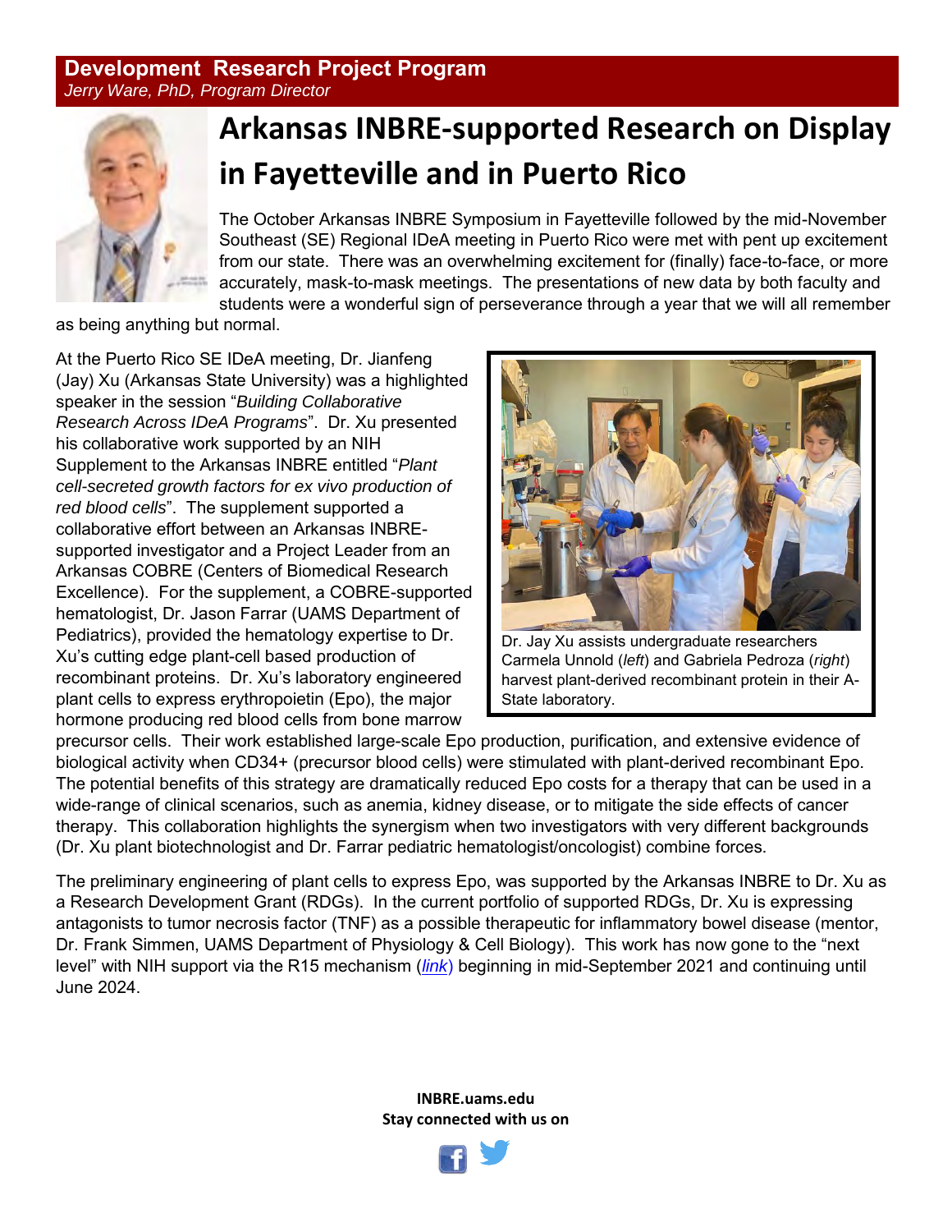**Development Research Project Program**
*Jerry Ware, PhD, Program Director*

# Arkansas INBRE-supported Research on Display in Fayetteville and in Puerto Rico

The October Arkansas INBRE Symposium in Fayetteville followed by the mid-November Southeast (SE) Regional IDeA meeting in Puerto Rico were met with pent up excitement from our state. There was an overwhelming excitement for (finally) face-to-face, or more accurately, mask-to-mask meetings. The presentations of new data by both faculty and students were a wonderful sign of perseverance through a year that we will all remember as being anything but normal.

At the Puerto Rico SE IDeA meeting, Dr. Jianfeng (Jay) Xu (Arkansas State University) was a highlighted speaker in the session "*Building Collaborative Research Across IDeA Programs*". Dr. Xu presented his collaborative work supported by an NIH Supplement to the Arkansas INBRE entitled "*Plant cell-secreted growth factors for ex vivo production of red blood cells*". The supplement supported a collaborative effort between an Arkansas INBRE-supported investigator and a Project Leader from an Arkansas COBRE (Centers of Biomedical Research Excellence). For the supplement, a COBRE-supported hematologist, Dr. Jason Farrar (UAMS Department of Pediatrics), provided the hematology expertise to Dr. Xu's cutting edge plant-cell based production of recombinant proteins. Dr. Xu's laboratory engineered plant cells to express erythropoietin (Epo), the major hormone producing red blood cells from bone marrow precursor cells. Their work established large-scale Epo production, purification, and extensive evidence of biological activity when CD34+ (precursor blood cells) were stimulated with plant-derived recombinant Epo. The potential benefits of this strategy are dramatically reduced Epo costs for a therapy that can be used in a wide-range of clinical scenarios, such as anemia, kidney disease, or to mitigate the side effects of cancer therapy. This collaboration highlights the synergism when two investigators with very different backgrounds (Dr. Xu plant biotechnologist and Dr. Farrar pediatric hematologist/oncologist) combine forces.

Dr. Jay Xu assists undergraduate researchers Carmela Unnold (*left*) and Gabriela Pedroza (*right*) harvest plant-derived recombinant protein in their A-State laboratory.

The preliminary engineering of plant cells to express Epo, was supported by the Arkansas INBRE to Dr. Xu as a Research Development Grant (RDGs). In the current portfolio of supported RDGs, Dr. Xu is expressing antagonists to tumor necrosis factor (TNF) as a possible therapeutic for inflammatory bowel disease (mentor, Dr. Frank Simmen, UAMS Department of Physiology & Cell Biology). This work has now gone to the "next level" with NIH support via the R15 mechanism (*link*) beginning in mid-September 2021 and continuing until June 2024.

**INBRE.uams.edu**
**Stay connected with us on**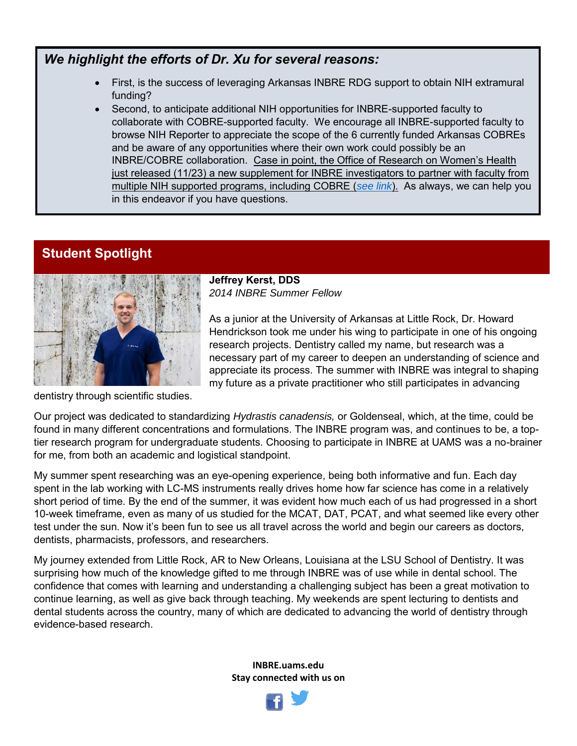***We highlight the efforts of Dr. Xu for several reasons:***

- First, is the success of leveraging Arkansas INBRE RDG support to obtain NIH extramural funding?
- Second, to anticipate additional NIH opportunities for INBRE-supported faculty to collaborate with COBRE-supported faculty. We encourage all INBRE-supported faculty to browse NIH Reporter to appreciate the scope of the 6 currently funded Arkansas COBREs and be aware of any opportunities where their own work could possibly be an INBRE/COBRE collaboration. Case in point, the Office of Research on Women's Health just released (11/23) a new supplement for INBRE investigators to partner with faculty from multiple NIH supported programs, including COBRE (*see link*). As always, we can help you in this endeavor if you have questions.

## Student Spotlight

**Jeffrey Kerst, DDS**
*2014 INBRE Summer Fellow*

As a junior at the University of Arkansas at Little Rock, Dr. Howard Hendrickson took me under his wing to participate in one of his ongoing research projects. Dentistry called my name, but research was a necessary part of my career to deepen an understanding of science and appreciate its process. The summer with INBRE was integral to shaping my future as a private practitioner who still participates in advancing dentistry through scientific studies.

Our project was dedicated to standardizing *Hydrastis canadensis,* or Goldenseal, which, at the time, could be found in many different concentrations and formulations. The INBRE program was, and continues to be, a top-tier research program for undergraduate students. Choosing to participate in INBRE at UAMS was a no-brainer for me, from both an academic and logistical standpoint.

My summer spent researching was an eye-opening experience, being both informative and fun. Each day spent in the lab working with LC-MS instruments really drives home how far science has come in a relatively short period of time. By the end of the summer, it was evident how much each of us had progressed in a short 10-week timeframe, even as many of us studied for the MCAT, DAT, PCAT, and what seemed like every other test under the sun. Now it's been fun to see us all travel across the world and begin our careers as doctors, dentists, pharmacists, professors, and researchers.

My journey extended from Little Rock, AR to New Orleans, Louisiana at the LSU School of Dentistry. It was surprising how much of the knowledge gifted to me through INBRE was of use while in dental school. The confidence that comes with learning and understanding a challenging subject has been a great motivation to continue learning, as well as give back through teaching. My weekends are spent lecturing to dentists and dental students across the country, many of which are dedicated to advancing the world of dentistry through evidence-based research.

**INBRE.uams.edu**
**Stay connected with us on**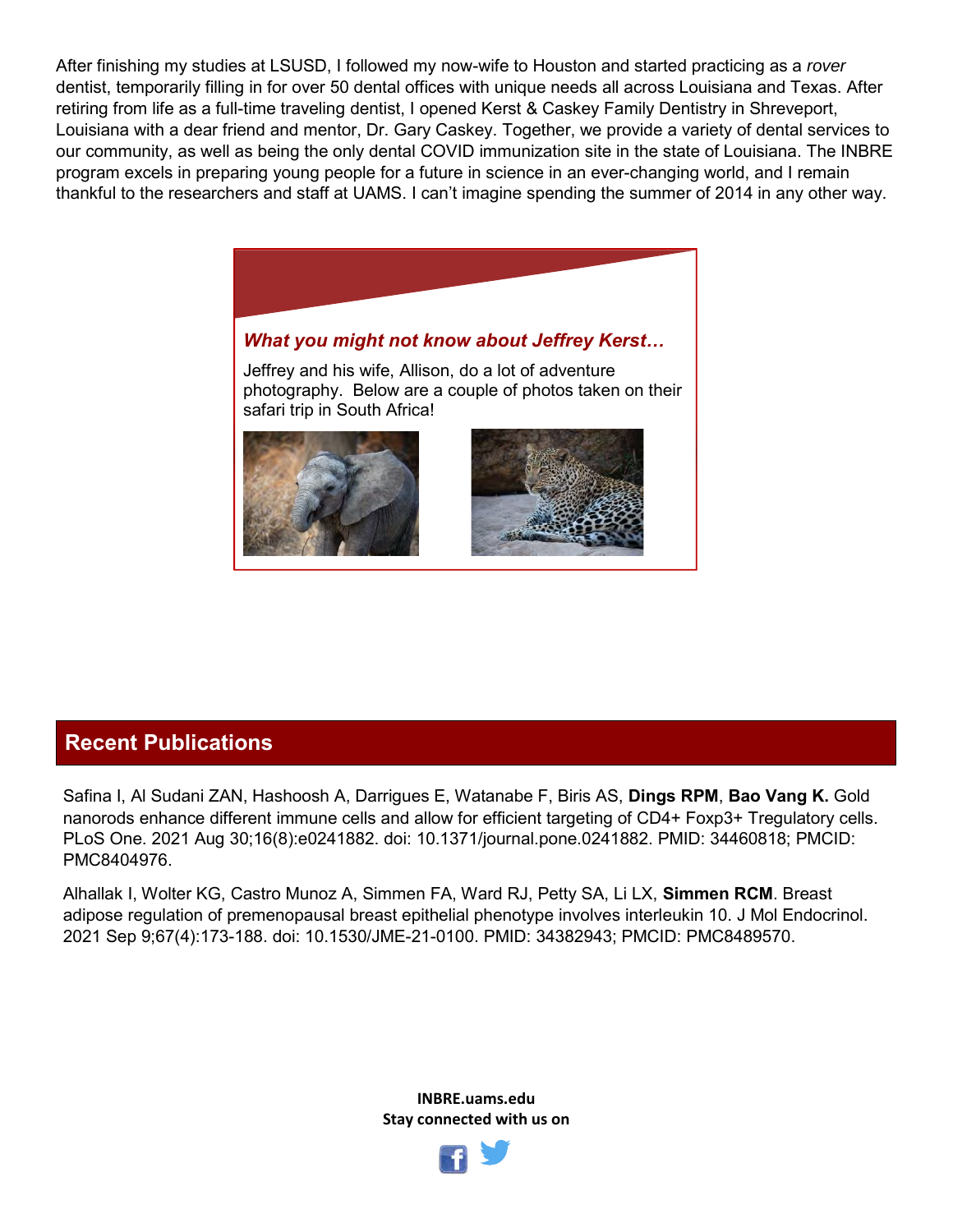After finishing my studies at LSUSD, I followed my now-wife to Houston and started practicing as a *rover* dentist, temporarily filling in for over 50 dental offices with unique needs all across Louisiana and Texas. After retiring from life as a full-time traveling dentist, I opened Kerst & Caskey Family Dentistry in Shreveport, Louisiana with a dear friend and mentor, Dr. Gary Caskey. Together, we provide a variety of dental services to our community, as well as being the only dental COVID immunization site in the state of Louisiana. The INBRE program excels in preparing young people for a future in science in an ever-changing world, and I remain thankful to the researchers and staff at UAMS. I can't imagine spending the summer of 2014 in any other way.

***What you might not know about Jeffrey Kerst…***

Jeffrey and his wife, Allison, do a lot of adventure photography. Below are a couple of photos taken on their safari trip in South Africa!

## Recent Publications

Safina I, Al Sudani ZAN, Hashoosh A, Darrigues E, Watanabe F, Biris AS, **Dings RPM**, **Bao Vang K.** Gold nanorods enhance different immune cells and allow for efficient targeting of CD4+ Foxp3+ Tregulatory cells. PLoS One. 2021 Aug 30;16(8):e0241882. doi: 10.1371/journal.pone.0241882. PMID: 34460818; PMCID: PMC8404976.

Alhallak I, Wolter KG, Castro Munoz A, Simmen FA, Ward RJ, Petty SA, Li LX, **Simmen RCM**. Breast adipose regulation of premenopausal breast epithelial phenotype involves interleukin 10. J Mol Endocrinol. 2021 Sep 9;67(4):173-188. doi: 10.1530/JME-21-0100. PMID: 34382943; PMCID: PMC8489570.

**INBRE.uams.edu**
**Stay connected with us on**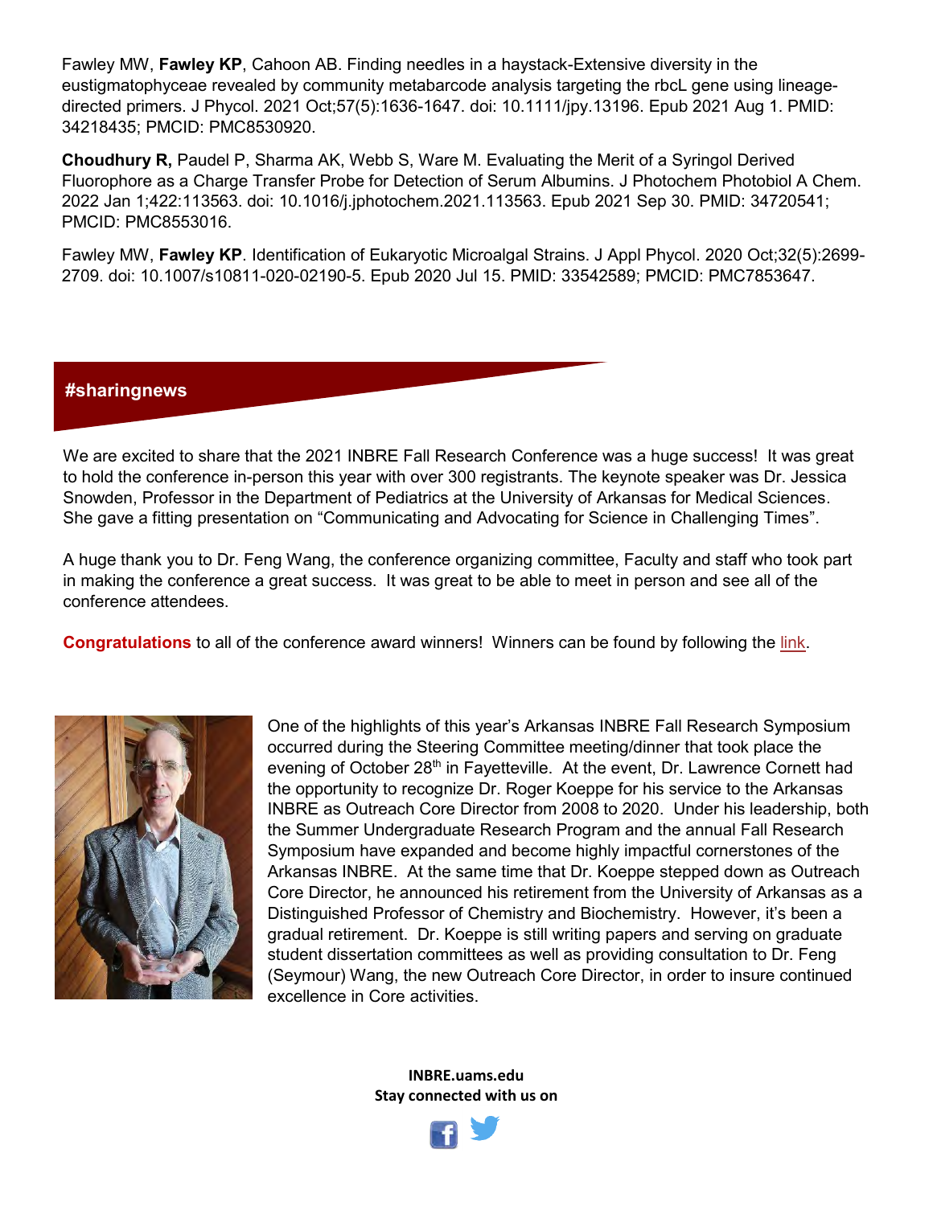Fawley MW, **Fawley KP**, Cahoon AB. Finding needles in a haystack-Extensive diversity in the eustigmatophyceae revealed by community metabarcode analysis targeting the rbcL gene using lineage-directed primers. J Phycol. 2021 Oct;57(5):1636-1647. doi: 10.1111/jpy.13196. Epub 2021 Aug 1. PMID: 34218435; PMCID: PMC8530920.

**Choudhury R,** Paudel P, Sharma AK, Webb S, Ware M. Evaluating the Merit of a Syringol Derived Fluorophore as a Charge Transfer Probe for Detection of Serum Albumins. J Photochem Photobiol A Chem. 2022 Jan 1;422:113563. doi: 10.1016/j.jphotochem.2021.113563. Epub 2021 Sep 30. PMID: 34720541; PMCID: PMC8553016.

Fawley MW, **Fawley KP**. Identification of Eukaryotic Microalgal Strains. J Appl Phycol. 2020 Oct;32(5):2699-2709. doi: 10.1007/s10811-020-02190-5. Epub 2020 Jul 15. PMID: 33542589; PMCID: PMC7853647.

## #sharingnews

We are excited to share that the 2021 INBRE Fall Research Conference was a huge success! It was great to hold the conference in-person this year with over 300 registrants. The keynote speaker was Dr. Jessica Snowden, Professor in the Department of Pediatrics at the University of Arkansas for Medical Sciences. She gave a fitting presentation on "Communicating and Advocating for Science in Challenging Times".

A huge thank you to Dr. Feng Wang, the conference organizing committee, Faculty and staff who took part in making the conference a great success. It was great to be able to meet in person and see all of the conference attendees.

**Congratulations** to all of the conference award winners! Winners can be found by following the link.

One of the highlights of this year's Arkansas INBRE Fall Research Symposium occurred during the Steering Committee meeting/dinner that took place the evening of October 28th in Fayetteville. At the event, Dr. Lawrence Cornett had the opportunity to recognize Dr. Roger Koeppe for his service to the Arkansas INBRE as Outreach Core Director from 2008 to 2020. Under his leadership, both the Summer Undergraduate Research Program and the annual Fall Research Symposium have expanded and become highly impactful cornerstones of the Arkansas INBRE. At the same time that Dr. Koeppe stepped down as Outreach Core Director, he announced his retirement from the University of Arkansas as a Distinguished Professor of Chemistry and Biochemistry. However, it's been a gradual retirement. Dr. Koeppe is still writing papers and serving on graduate student dissertation committees as well as providing consultation to Dr. Feng (Seymour) Wang, the new Outreach Core Director, in order to insure continued excellence in Core activities.

**INBRE.uams.edu**
**Stay connected with us on**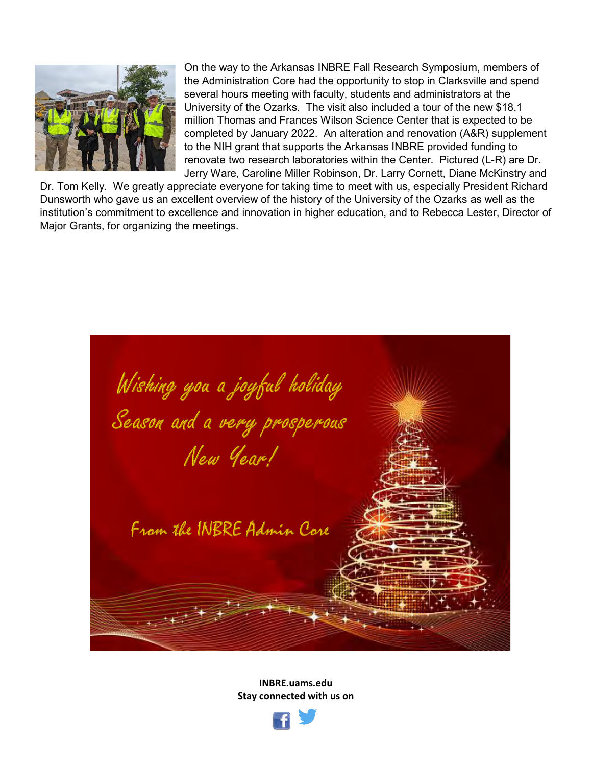On the way to the Arkansas INBRE Fall Research Symposium, members of the Administration Core had the opportunity to stop in Clarksville and spend several hours meeting with faculty, students and administrators at the University of the Ozarks. The visit also included a tour of the new $18.1 million Thomas and Frances Wilson Science Center that is expected to be completed by January 2022. An alteration and renovation (A&R) supplement to the NIH grant that supports the Arkansas INBRE provided funding to renovate two research laboratories within the Center. Pictured (L-R) are Dr. Jerry Ware, Caroline Miller Robinson, Dr. Larry Cornett, Diane McKinstry and Dr. Tom Kelly. We greatly appreciate everyone for taking time to meet with us, especially President Richard Dunsworth who gave us an excellent overview of the history of the University of the Ozarks as well as the institution's commitment to excellence and innovation in higher education, and to Rebecca Lester, Director of Major Grants, for organizing the meetings.

*Wishing you a joyful holiday Season and a very prosperous New Year!*

*From the INBRE Admin Core*

**INBRE.uams.edu**
**Stay connected with us on**